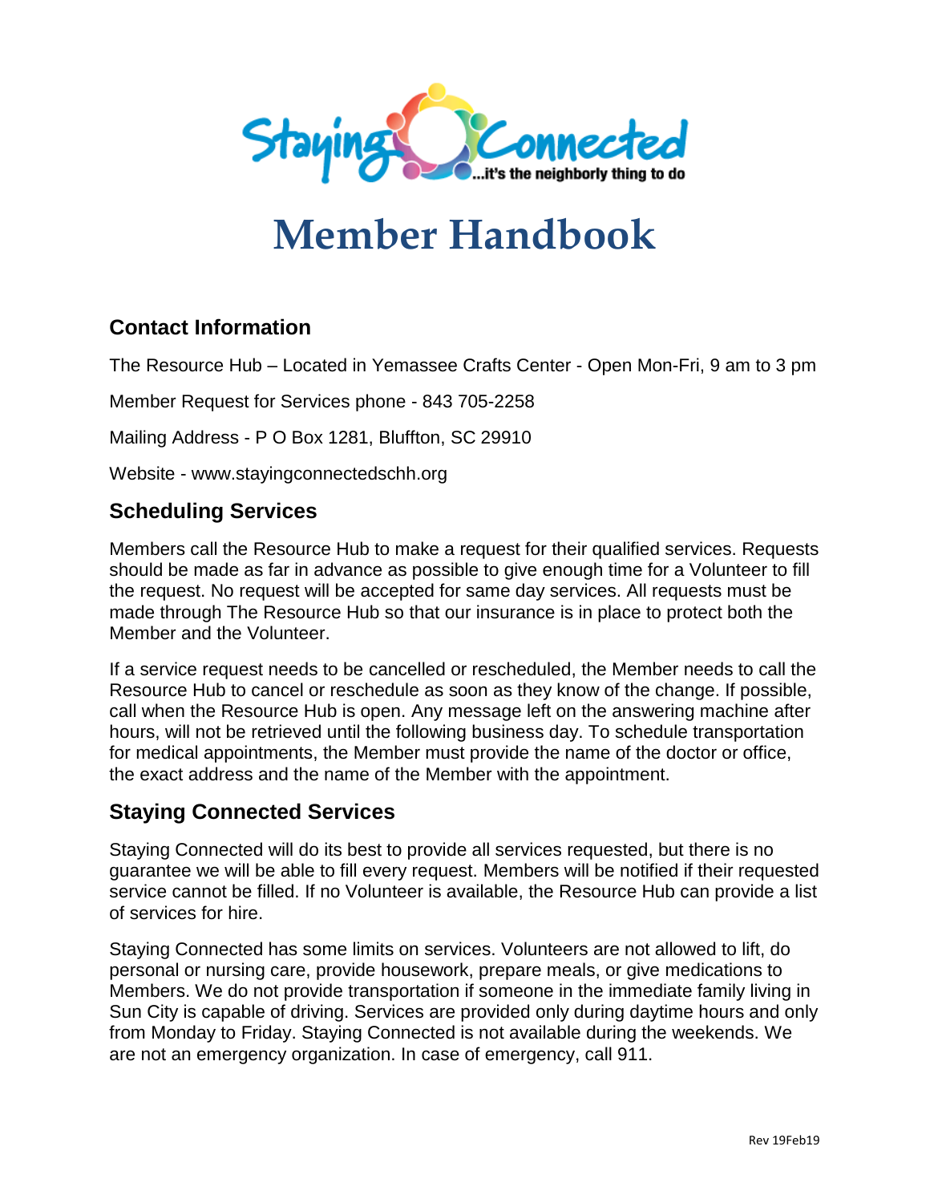Staying Connected ...it's the neighborly thing to do

# Member Handbook

## Contact Information

The Resource Hub – Located in Yemassee Crafts Center - Open Mon-Fri, 9 am to 3 pm

Member Request for Services phone - 843 705-2258

Mailing Address - P O Box 1281, Bluffton, SC 29910

Website - www.stayingconnectedschh.org

## Scheduling Services

Members call the Resource Hub to make a request for their qualified services. Requests should be made as far in advance as possible to give enough time for a Volunteer to fill the request. No request will be accepted for same day services. All requests must be made through The Resource Hub so that our insurance is in place to protect both the Member and the Volunteer.

If a service request needs to be cancelled or rescheduled, the Member needs to call the Resource Hub to cancel or reschedule as soon as they know of the change. If possible, call when the Resource Hub is open. Any message left on the answering machine after hours, will not be retrieved until the following business day. To schedule transportation for medical appointments, the Member must provide the name of the doctor or office, the exact address and the name of the Member with the appointment.

## Staying Connected Services

Staying Connected will do its best to provide all services requested, but there is no guarantee we will be able to fill every request. Members will be notified if their requested service cannot be filled. If no Volunteer is available, the Resource Hub can provide a list of services for hire.

Staying Connected has some limits on services. Volunteers are not allowed to lift, do personal or nursing care, provide housework, prepare meals, or give medications to Members. We do not provide transportation if someone in the immediate family living in Sun City is capable of driving. Services are provided only during daytime hours and only from Monday to Friday. Staying Connected is not available during the weekends. We are not an emergency organization. In case of emergency, call 911.

Rev 19Feb19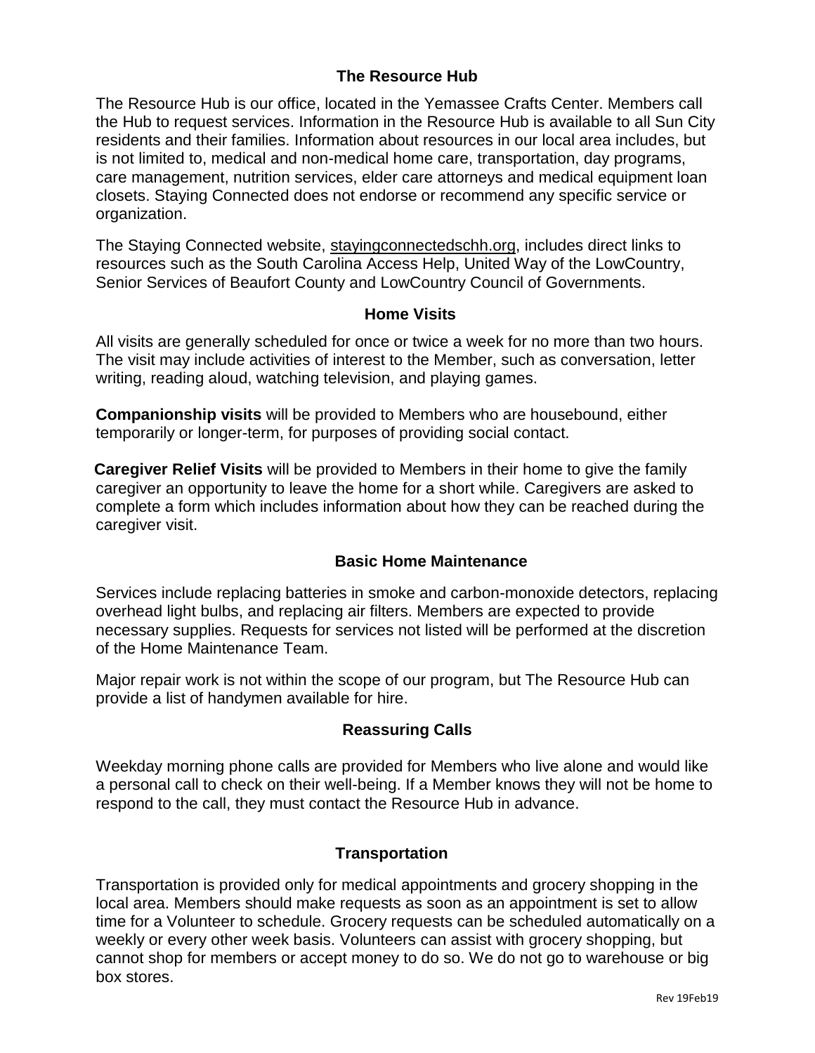## The Resource Hub

The Resource Hub is our office, located in the Yemassee Crafts Center. Members call the Hub to request services. Information in the Resource Hub is available to all Sun City residents and their families. Information about resources in our local area includes, but is not limited to, medical and non-medical home care, transportation, day programs, care management, nutrition services, elder care attorneys and medical equipment loan closets. Staying Connected does not endorse or recommend any specific service or organization.

The Staying Connected website, stayingconnectedschh.org, includes direct links to resources such as the South Carolina Access Help, United Way of the LowCountry, Senior Services of Beaufort County and LowCountry Council of Governments.

## Home Visits

All visits are generally scheduled for once or twice a week for no more than two hours. The visit may include activities of interest to the Member, such as conversation, letter writing, reading aloud, watching television, and playing games.

**Companionship visits** will be provided to Members who are housebound, either temporarily or longer-term, for purposes of providing social contact.

**Caregiver Relief Visits** will be provided to Members in their home to give the family caregiver an opportunity to leave the home for a short while. Caregivers are asked to complete a form which includes information about how they can be reached during the caregiver visit.

## Basic Home Maintenance

Services include replacing batteries in smoke and carbon-monoxide detectors, replacing overhead light bulbs, and replacing air filters. Members are expected to provide necessary supplies. Requests for services not listed will be performed at the discretion of the Home Maintenance Team.

Major repair work is not within the scope of our program, but The Resource Hub can provide a list of handymen available for hire.

## Reassuring Calls

Weekday morning phone calls are provided for Members who live alone and would like a personal call to check on their well-being. If a Member knows they will not be home to respond to the call, they must contact the Resource Hub in advance.

## Transportation

Transportation is provided only for medical appointments and grocery shopping in the local area. Members should make requests as soon as an appointment is set to allow time for a Volunteer to schedule. Grocery requests can be scheduled automatically on a weekly or every other week basis. Volunteers can assist with grocery shopping, but cannot shop for members or accept money to do so. We do not go to warehouse or big box stores.

Rev 19Feb19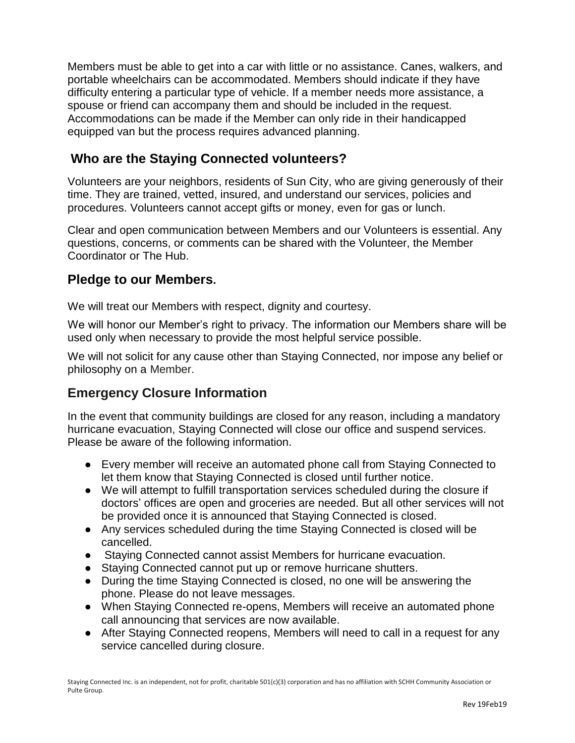Members must be able to get into a car with little or no assistance. Canes, walkers, and portable wheelchairs can be accommodated. Members should indicate if they have difficulty entering a particular type of vehicle. If a member needs more assistance, a spouse or friend can accompany them and should be included in the request. Accommodations can be made if the Member can only ride in their handicapped equipped van but the process requires advanced planning.

## Who are the Staying Connected volunteers?

Volunteers are your neighbors, residents of Sun City, who are giving generously of their time. They are trained, vetted, insured, and understand our services, policies and procedures. Volunteers cannot accept gifts or money, even for gas or lunch.

Clear and open communication between Members and our Volunteers is essential. Any questions, concerns, or comments can be shared with the Volunteer, the Member Coordinator or The Hub.

## Pledge to our Members.

We will treat our Members with respect, dignity and courtesy.

We will honor our Member's right to privacy. The information our Members share will be used only when necessary to provide the most helpful service possible.

We will not solicit for any cause other than Staying Connected, nor impose any belief or philosophy on a Member.

## Emergency Closure Information

In the event that community buildings are closed for any reason, including a mandatory hurricane evacuation, Staying Connected will close our office and suspend services. Please be aware of the following information.

- Every member will receive an automated phone call from Staying Connected to let them know that Staying Connected is closed until further notice.
- We will attempt to fulfill transportation services scheduled during the closure if doctors' offices are open and groceries are needed. But all other services will not be provided once it is announced that Staying Connected is closed.
- Any services scheduled during the time Staying Connected is closed will be cancelled.
- Staying Connected cannot assist Members for hurricane evacuation.
- Staying Connected cannot put up or remove hurricane shutters.
- During the time Staying Connected is closed, no one will be answering the phone. Please do not leave messages.
- When Staying Connected re-opens, Members will receive an automated phone call announcing that services are now available.
- After Staying Connected reopens, Members will need to call in a request for any service cancelled during closure.

Staying Connected Inc. is an independent, not for profit, charitable 501(c)(3) corporation and has no affiliation with SCHH Community Association or Pulte Group.

Rev 19Feb19